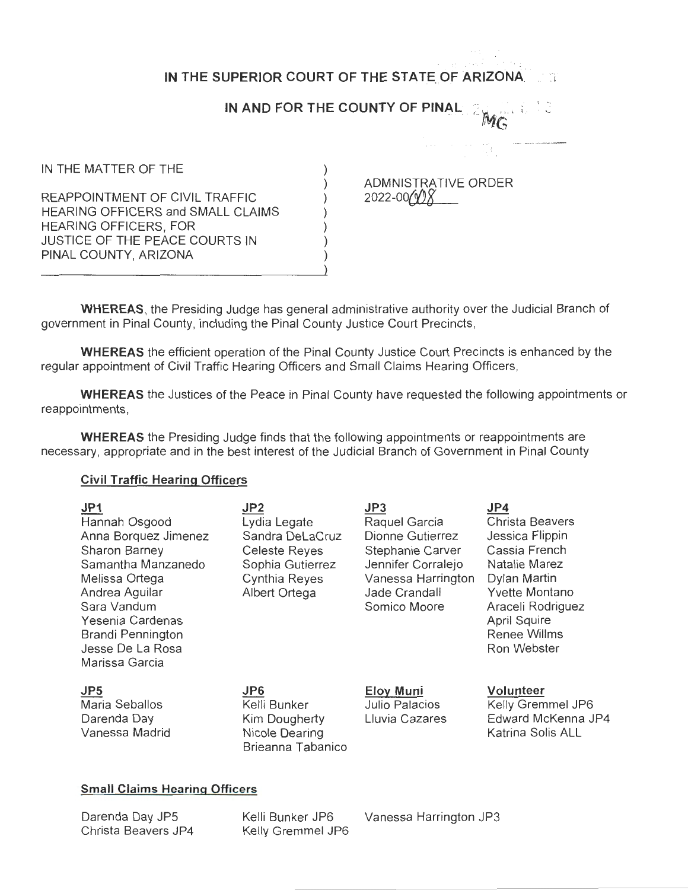# IN THE SUPERIOR COURT OF THE STATE OF ARIZONA

## IN AND FOR THE COUNTY OF PINAL

IN THE MATTER OF THE

REAPPOINTMENT OF CIVIL TRAFFIC HEARING OFFICERS and SMALL CLAIMS HEARING OFFICERS, FOR JUSTICE OF THE PEACE COURTS IN PINAL COUNTY, ARIZONA

ADMNISTRATIVE ORDER
2022-0008

**WHEREAS**, the Presiding Judge has general administrative authority over the Judicial Branch of government in Pinal County, including the Pinal County Justice Court Precincts,

**WHEREAS** the efficient operation of the Pinal County Justice Court Precincts is enhanced by the regular appointment of Civil Traffic Hearing Officers and Small Claims Hearing Officers,

**WHEREAS** the Justices of the Peace in Pinal County have requested the following appointments or reappointments,

**WHEREAS** the Presiding Judge finds that the following appointments or reappointments are necessary, appropriate and in the best interest of the Judicial Branch of Government in Pinal County

**Civil Traffic Hearing Officers**

**JP1**
Hannah Osgood
Anna Borquez Jimenez
Sharon Barney
Samantha Manzanedo
Melissa Ortega
Andrea Aguilar
Sara Vandum
Yesenia Cardenas
Brandi Pennington
Jesse De La Rosa
Marissa Garcia

**JP2**
Lydia Legate
Sandra DeLaCruz
Celeste Reyes
Sophia Gutierrez
Cynthia Reyes
Albert Ortega

**JP3**
Raquel Garcia
Dionne Gutierrez
Stephanie Carver
Jennifer Corralejo
Vanessa Harrington
Jade Crandall
Somico Moore

**JP4**
Christa Beavers
Jessica Flippin
Cassia French
Natalie Marez
Dylan Martin
Yvette Montano
Araceli Rodriguez
April Squire
Renee Willms
Ron Webster

**JP5**
Maria Seballos
Darenda Day
Vanessa Madrid

**JP6**
Kelli Bunker
Kim Dougherty
Nicole Dearing
Brieanna Tabanico

**Eloy Muni**
Julio Palacios
Lluvia Cazares

**Volunteer**
Kelly Gremmel JP6
Edward McKenna JP4
Katrina Solis ALL

**Small Claims Hearing Officers**

Darenda Day JP5
Christa Beavers JP4
Kelli Bunker JP6
Kelly Gremmel JP6
Vanessa Harrington JP3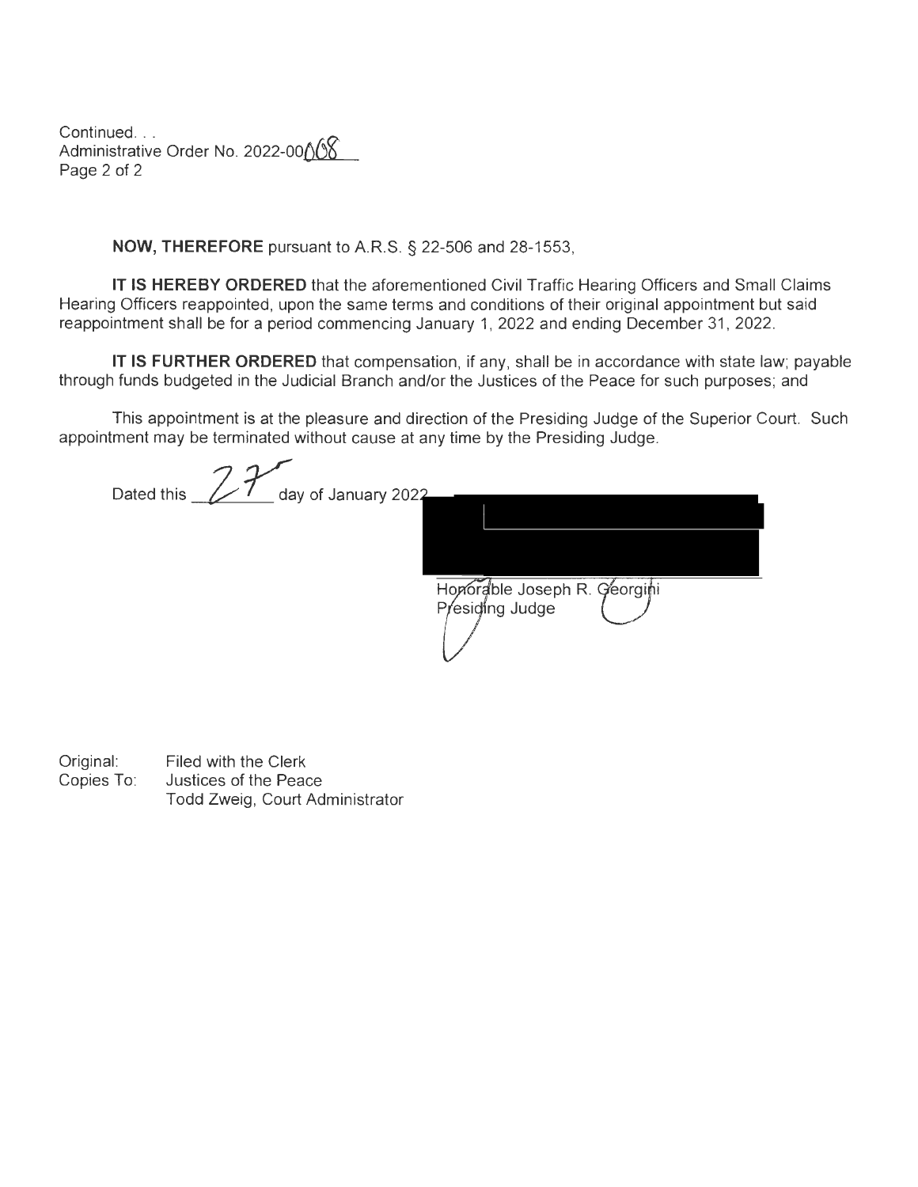Continued. . .
Administrative Order No. 2022-00068
Page 2 of 2

**NOW, THEREFORE** pursuant to A.R.S. § 22-506 and 28-1553,

**IT IS HEREBY ORDERED** that the aforementioned Civil Traffic Hearing Officers and Small Claims Hearing Officers reappointed, upon the same terms and conditions of their original appointment but said reappointment shall be for a period commencing January 1, 2022 and ending December 31, 2022.

**IT IS FURTHER ORDERED** that compensation, if any, shall be in accordance with state law; payable through funds budgeted in the Judicial Branch and/or the Justices of the Peace for such purposes; and

This appointment is at the pleasure and direction of the Presiding Judge of the Superior Court. Such appointment may be terminated without cause at any time by the Presiding Judge.

Dated this 27 day of January 2022

Honorable Joseph R. Georgini
Presiding Judge

Original: Filed with the Clerk
Copies To: Justices of the Peace
Todd Zweig, Court Administrator